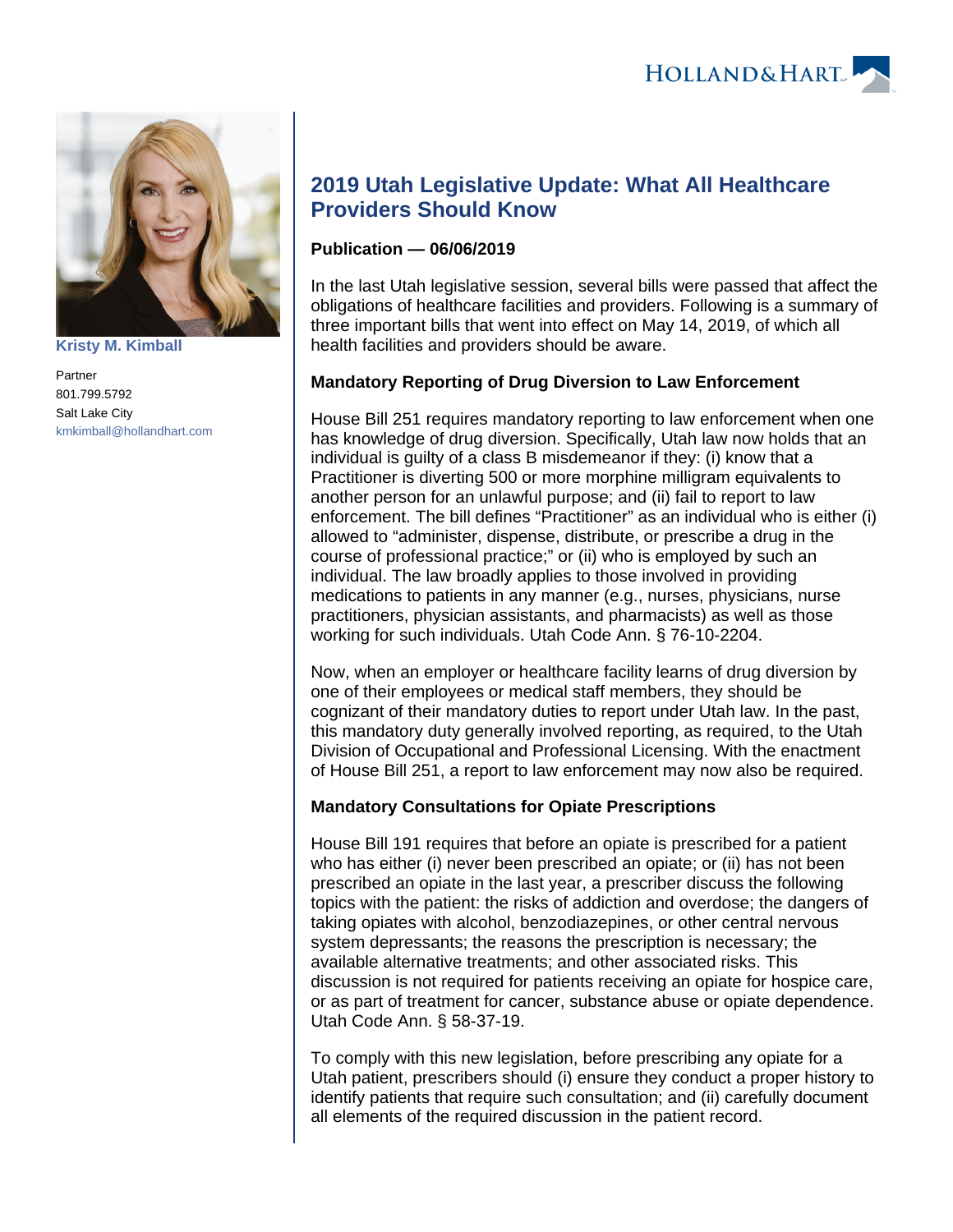# 2019 Utah Legislative Update: What All Healthcare Providers Should Know

**Publication — 06/06/2019**

**Kristy M. Kimball**

Partner
801.799.5792
Salt Lake City
kmkimball@hollandhart.com

In the last Utah legislative session, several bills were passed that affect the obligations of healthcare facilities and providers. Following is a summary of three important bills that went into effect on May 14, 2019, of which all health facilities and providers should be aware.

**Mandatory Reporting of Drug Diversion to Law Enforcement**

House Bill 251 requires mandatory reporting to law enforcement when one has knowledge of drug diversion. Specifically, Utah law now holds that an individual is guilty of a class B misdemeanor if they: (i) know that a Practitioner is diverting 500 or more morphine milligram equivalents to another person for an unlawful purpose; and (ii) fail to report to law enforcement. The bill defines "Practitioner" as an individual who is either (i) allowed to "administer, dispense, distribute, or prescribe a drug in the course of professional practice;" or (ii) who is employed by such an individual. The law broadly applies to those involved in providing medications to patients in any manner (e.g., nurses, physicians, nurse practitioners, physician assistants, and pharmacists) as well as those working for such individuals. Utah Code Ann. § 76-10-2204.

Now, when an employer or healthcare facility learns of drug diversion by one of their employees or medical staff members, they should be cognizant of their mandatory duties to report under Utah law. In the past, this mandatory duty generally involved reporting, as required, to the Utah Division of Occupational and Professional Licensing. With the enactment of House Bill 251, a report to law enforcement may now also be required.

**Mandatory Consultations for Opiate Prescriptions**

House Bill 191 requires that before an opiate is prescribed for a patient who has either (i) never been prescribed an opiate; or (ii) has not been prescribed an opiate in the last year, a prescriber discuss the following topics with the patient: the risks of addiction and overdose; the dangers of taking opiates with alcohol, benzodiazepines, or other central nervous system depressants; the reasons the prescription is necessary; the available alternative treatments; and other associated risks. This discussion is not required for patients receiving an opiate for hospice care, or as part of treatment for cancer, substance abuse or opiate dependence. Utah Code Ann. § 58-37-19.

To comply with this new legislation, before prescribing any opiate for a Utah patient, prescribers should (i) ensure they conduct a proper history to identify patients that require such consultation; and (ii) carefully document all elements of the required discussion in the patient record.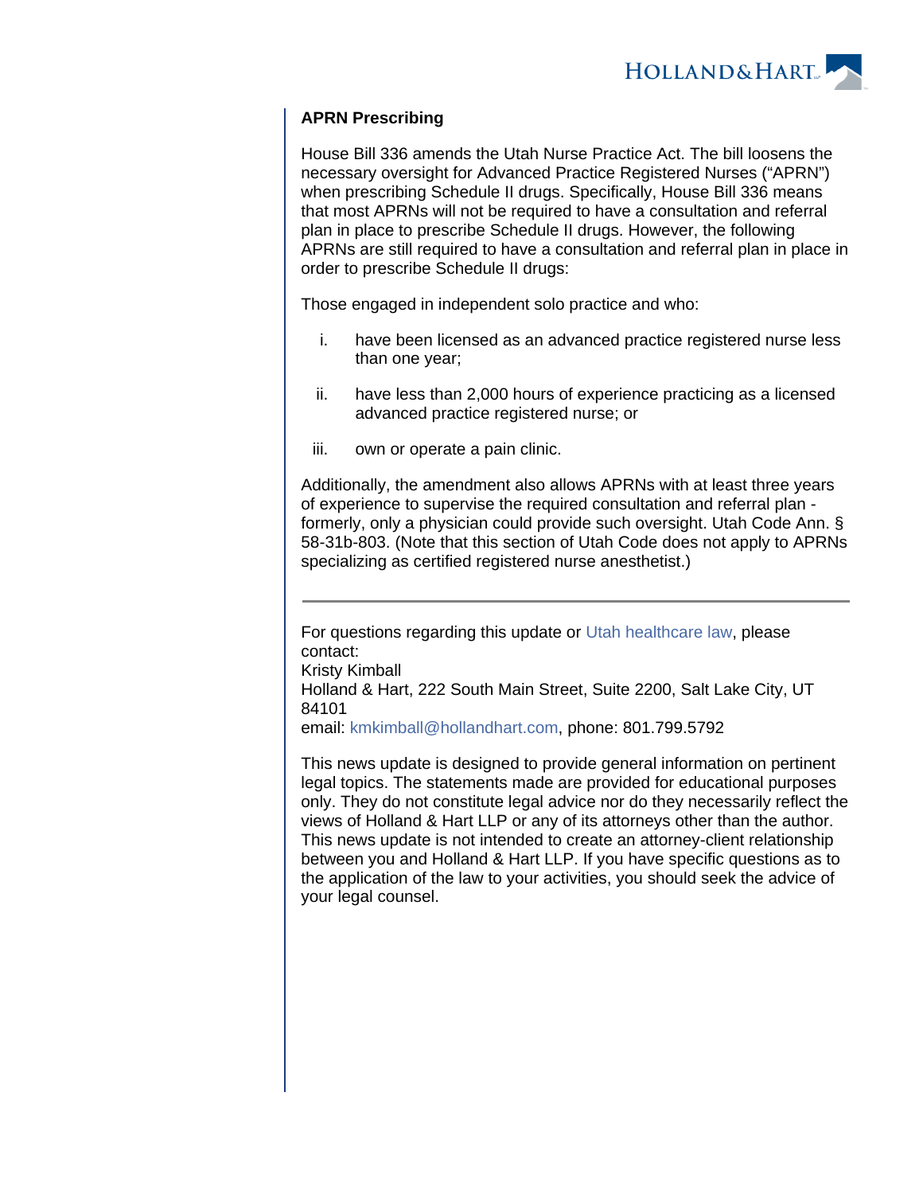**APRN Prescribing**

House Bill 336 amends the Utah Nurse Practice Act. The bill loosens the necessary oversight for Advanced Practice Registered Nurses ("APRN") when prescribing Schedule II drugs. Specifically, House Bill 336 means that most APRNs will not be required to have a consultation and referral plan in place to prescribe Schedule II drugs. However, the following APRNs are still required to have a consultation and referral plan in place in order to prescribe Schedule II drugs:

Those engaged in independent solo practice and who:

i. have been licensed as an advanced practice registered nurse less than one year;

ii. have less than 2,000 hours of experience practicing as a licensed advanced practice registered nurse; or

iii. own or operate a pain clinic.

Additionally, the amendment also allows APRNs with at least three years of experience to supervise the required consultation and referral plan - formerly, only a physician could provide such oversight. Utah Code Ann. § 58-31b-803. (Note that this section of Utah Code does not apply to APRNs specializing as certified registered nurse anesthetist.)

---

For questions regarding this update or Utah healthcare law, please contact:
Kristy Kimball
Holland & Hart, 222 South Main Street, Suite 2200, Salt Lake City, UT 84101
email: kmkimball@hollandhart.com, phone: 801.799.5792

This news update is designed to provide general information on pertinent legal topics. The statements made are provided for educational purposes only. They do not constitute legal advice nor do they necessarily reflect the views of Holland & Hart LLP or any of its attorneys other than the author. This news update is not intended to create an attorney-client relationship between you and Holland & Hart LLP. If you have specific questions as to the application of the law to your activities, you should seek the advice of your legal counsel.